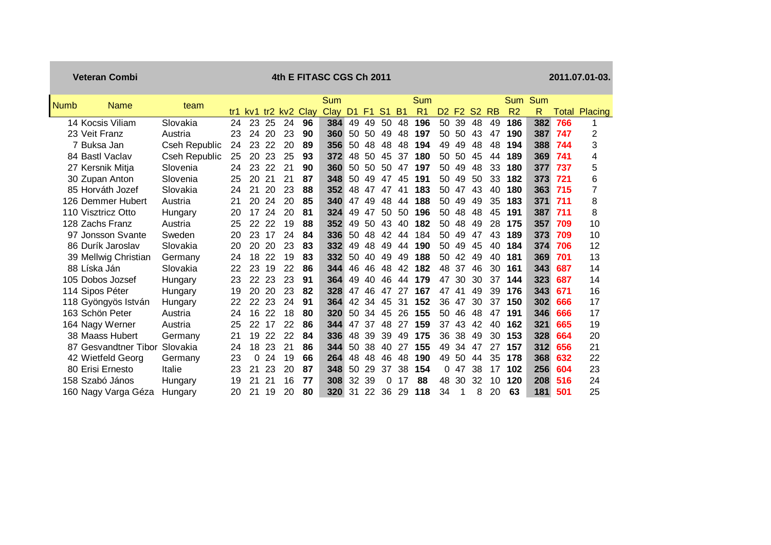**Veteran Combi** — **4th E FITASC CGS Ch 2011** — **2011.07.01-03.**

| Numb | Name | team | tr1 | kv1 | tr2 | kv2 | Clay | Sum Clay | D1 | F1 | S1 | B1 | Sum R1 | D2 | F2 | S2 | RB | Sum R2 | Sum R | Total | Placing |
|---|---|---|---|---|---|---|---|---|---|---|---|---|---|---|---|---|---|---|---|---|---|
| 14 | Kocsis Viliam | Slovakia | 24 | 23 | 25 | 24 | 96 | 384 | 49 | 49 | 50 | 48 | 196 | 50 | 39 | 48 | 49 | 186 | 382 | 766 | 1 |
| 23 | Veit Franz | Austria | 23 | 24 | 20 | 23 | 90 | 360 | 50 | 50 | 49 | 48 | 197 | 50 | 50 | 43 | 47 | 190 | 387 | 747 | 2 |
| 7 | Buksa Jan | Cseh Republic | 24 | 23 | 22 | 20 | 89 | 356 | 50 | 48 | 48 | 48 | 194 | 49 | 49 | 48 | 48 | 194 | 388 | 744 | 3 |
| 84 | Bastl Vaclav | Cseh Republic | 25 | 20 | 23 | 25 | 93 | 372 | 48 | 50 | 45 | 37 | 180 | 50 | 50 | 45 | 44 | 189 | 369 | 741 | 4 |
| 27 | Kersnik Mitja | Slovenia | 24 | 23 | 22 | 21 | 90 | 360 | 50 | 50 | 50 | 47 | 197 | 50 | 49 | 48 | 33 | 180 | 377 | 737 | 5 |
| 30 | Zupan Anton | Slovenia | 25 | 20 | 21 | 21 | 87 | 348 | 50 | 49 | 47 | 45 | 191 | 50 | 49 | 50 | 33 | 182 | 373 | 721 | 6 |
| 85 | Horváth Jozef | Slovakia | 24 | 21 | 20 | 23 | 88 | 352 | 48 | 47 | 47 | 41 | 183 | 50 | 47 | 43 | 40 | 180 | 363 | 715 | 7 |
| 126 | Demmer Hubert | Austria | 21 | 20 | 24 | 20 | 85 | 340 | 47 | 49 | 48 | 44 | 188 | 50 | 49 | 49 | 35 | 183 | 371 | 711 | 8 |
| 110 | Visztricz Otto | Hungary | 20 | 17 | 24 | 20 | 81 | 324 | 49 | 47 | 50 | 50 | 196 | 50 | 48 | 48 | 45 | 191 | 387 | 711 | 8 |
| 128 | Zachs Franz | Austria | 25 | 22 | 22 | 19 | 88 | 352 | 49 | 50 | 43 | 40 | 182 | 50 | 48 | 49 | 28 | 175 | 357 | 709 | 10 |
| 97 | Jonsson Svante | Sweden | 20 | 23 | 17 | 24 | 84 | 336 | 50 | 48 | 42 | 44 | 184 | 50 | 49 | 47 | 43 | 189 | 373 | 709 | 10 |
| 86 | Durík Jaroslav | Slovakia | 20 | 20 | 20 | 23 | 83 | 332 | 49 | 48 | 49 | 44 | 190 | 50 | 49 | 45 | 40 | 184 | 374 | 706 | 12 |
| 39 | Mellwig Christian | Germany | 24 | 18 | 22 | 19 | 83 | 332 | 50 | 40 | 49 | 49 | 188 | 50 | 42 | 49 | 40 | 181 | 369 | 701 | 13 |
| 88 | Líska Ján | Slovakia | 22 | 23 | 19 | 22 | 86 | 344 | 46 | 46 | 48 | 42 | 182 | 48 | 37 | 46 | 30 | 161 | 343 | 687 | 14 |
| 105 | Dobos Jozsef | Hungary | 23 | 22 | 23 | 23 | 91 | 364 | 49 | 40 | 46 | 44 | 179 | 47 | 30 | 30 | 37 | 144 | 323 | 687 | 14 |
| 114 | Sipos Péter | Hungary | 19 | 20 | 20 | 23 | 82 | 328 | 47 | 46 | 47 | 27 | 167 | 47 | 41 | 49 | 39 | 176 | 343 | 671 | 16 |
| 118 | Gyöngyös István | Hungary | 22 | 22 | 23 | 24 | 91 | 364 | 42 | 34 | 45 | 31 | 152 | 36 | 47 | 30 | 37 | 150 | 302 | 666 | 17 |
| 163 | Schön Peter | Austria | 24 | 16 | 22 | 18 | 80 | 320 | 50 | 34 | 45 | 26 | 155 | 50 | 46 | 48 | 47 | 191 | 346 | 666 | 17 |
| 164 | Nagy Werner | Austria | 25 | 22 | 17 | 22 | 86 | 344 | 47 | 37 | 48 | 27 | 159 | 37 | 43 | 42 | 40 | 162 | 321 | 665 | 19 |
| 38 | Maass Hubert | Germany | 21 | 19 | 22 | 22 | 84 | 336 | 48 | 39 | 39 | 49 | 175 | 36 | 38 | 49 | 30 | 153 | 328 | 664 | 20 |
| 87 | Gesvandtner Tibor | Slovakia | 24 | 18 | 23 | 21 | 86 | 344 | 50 | 38 | 40 | 27 | 155 | 49 | 34 | 47 | 27 | 157 | 312 | 656 | 21 |
| 42 | Wietfeld Georg | Germany | 23 | 0 | 24 | 19 | 66 | 264 | 48 | 48 | 46 | 48 | 190 | 49 | 50 | 44 | 35 | 178 | 368 | 632 | 22 |
| 80 | Erisi Ernesto | Italie | 23 | 21 | 23 | 20 | 87 | 348 | 50 | 29 | 37 | 38 | 154 | 0 | 47 | 38 | 17 | 102 | 256 | 604 | 23 |
| 158 | Szabó János | Hungary | 19 | 21 | 21 | 16 | 77 | 308 | 32 | 39 | 0 | 17 | 88 | 48 | 30 | 32 | 10 | 120 | 208 | 516 | 24 |
| 160 | Nagy Varga Géza | Hungary | 20 | 21 | 19 | 20 | 80 | 320 | 31 | 22 | 36 | 29 | 118 | 34 | 1 | 8 | 20 | 63 | 181 | 501 | 25 |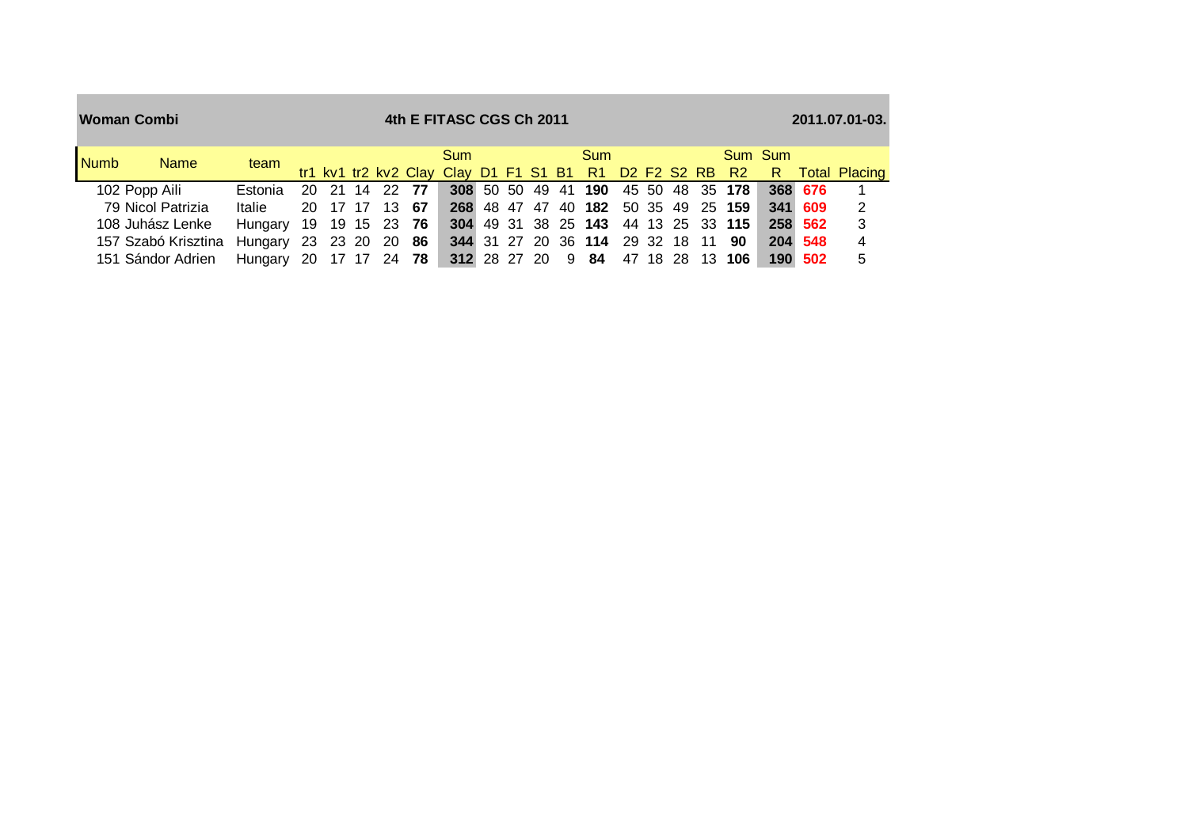**Woman Combi** **4th E FITASC CGS Ch 2011** **2011.07.01-03.**

| Numb | Name | team | tr1 | kv1 | tr2 | kv2 | Clay | Sum Clay | D1 | F1 | S1 | B1 | Sum R1 | D2 | F2 | S2 | RB | Sum R2 | Sum R | Total | Placing |
|---|---|---|---|---|---|---|---|---|---|---|---|---|---|---|---|---|---|---|---|---|---|
| 102 | Popp Aili | Estonia | 20 | 21 | 14 | 22 | **77** | **308** | 50 | 50 | 49 | 41 | **190** | 45 | 50 | 48 | 35 | **178** | **368** | **676** | 1 |
| 79 | Nicol Patrizia | Italie | 20 | 17 | 17 | 13 | **67** | **268** | 48 | 47 | 47 | 40 | **182** | 50 | 35 | 49 | 25 | **159** | **341** | **609** | 2 |
| 108 | Juhász Lenke | Hungary | 19 | 19 | 15 | 23 | **76** | **304** | 49 | 31 | 38 | 25 | **143** | 44 | 13 | 25 | 33 | **115** | **258** | **562** | 3 |
| 157 | Szabó Krisztina | Hungary | 23 | 23 | 20 | 20 | **86** | **344** | 31 | 27 | 20 | 36 | **114** | 29 | 32 | 18 | 11 | **90** | **204** | **548** | 4 |
| 151 | Sándor Adrien | Hungary | 20 | 17 | 17 | 24 | **78** | **312** | 28 | 27 | 20 | 9 | **84** | 47 | 18 | 28 | 13 | **106** | **190** | **502** | 5 |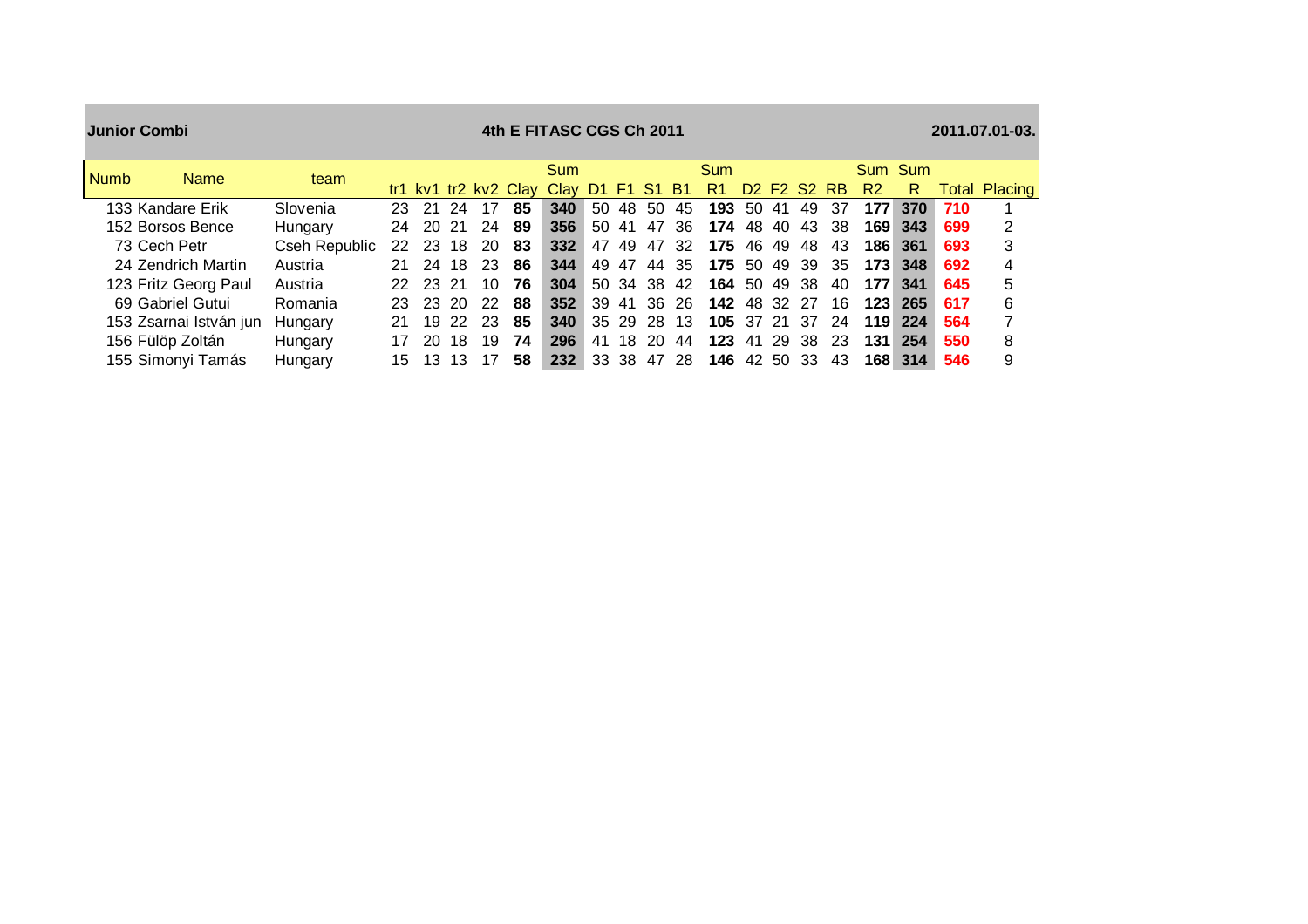**Junior Combi** 4th E FITASC CGS Ch 2011 2011.07.01-03.

| Numb | Name | team | tr1 | kv1 | tr2 | kv2 | Clay | Sum Clay | D1 | F1 | S1 | B1 | Sum R1 | D2 | F2 | S2 | RB | Sum R2 | Sum R | Total | Placing |
|---|---|---|---|---|---|---|---|---|---|---|---|---|---|---|---|---|---|---|---|---|---|
| 133 | Kandare Erik | Slovenia | 23 | 21 | 24 | 17 | **85** | **340** | 50 | 48 | 50 | 45 | **193** | 50 | 41 | 49 | 37 | **177** | **370** | **710** | 1 |
| 152 | Borsos Bence | Hungary | 24 | 20 | 21 | 24 | **89** | **356** | 50 | 41 | 47 | 36 | **174** | 48 | 40 | 43 | 38 | **169** | **343** | **699** | 2 |
| 73 | Cech Petr | Cseh Republic | 22 | 23 | 18 | 20 | **83** | **332** | 47 | 49 | 47 | 32 | **175** | 46 | 49 | 48 | 43 | **186** | **361** | **693** | 3 |
| 24 | Zendrich Martin | Austria | 21 | 24 | 18 | 23 | **86** | **344** | 49 | 47 | 44 | 35 | **175** | 50 | 49 | 39 | 35 | **173** | **348** | **692** | 4 |
| 123 | Fritz Georg Paul | Austria | 22 | 23 | 21 | 10 | **76** | **304** | 50 | 34 | 38 | 42 | **164** | 50 | 49 | 38 | 40 | **177** | **341** | **645** | 5 |
| 69 | Gabriel Gutui | Romania | 23 | 23 | 20 | 22 | **88** | **352** | 39 | 41 | 36 | 26 | **142** | 48 | 32 | 27 | 16 | **123** | **265** | **617** | 6 |
| 153 | Zsarnai István jun | Hungary | 21 | 19 | 22 | 23 | **85** | **340** | 35 | 29 | 28 | 13 | **105** | 37 | 21 | 37 | 24 | **119** | **224** | **564** | 7 |
| 156 | Fülöp Zoltán | Hungary | 17 | 20 | 18 | 19 | **74** | **296** | 41 | 18 | 20 | 44 | **123** | 41 | 29 | 38 | 23 | **131** | **254** | **550** | 8 |
| 155 | Simonyi Tamás | Hungary | 15 | 13 | 13 | 17 | **58** | **232** | 33 | 38 | 47 | 28 | **146** | 42 | 50 | 33 | 43 | **168** | **314** | **546** | 9 |